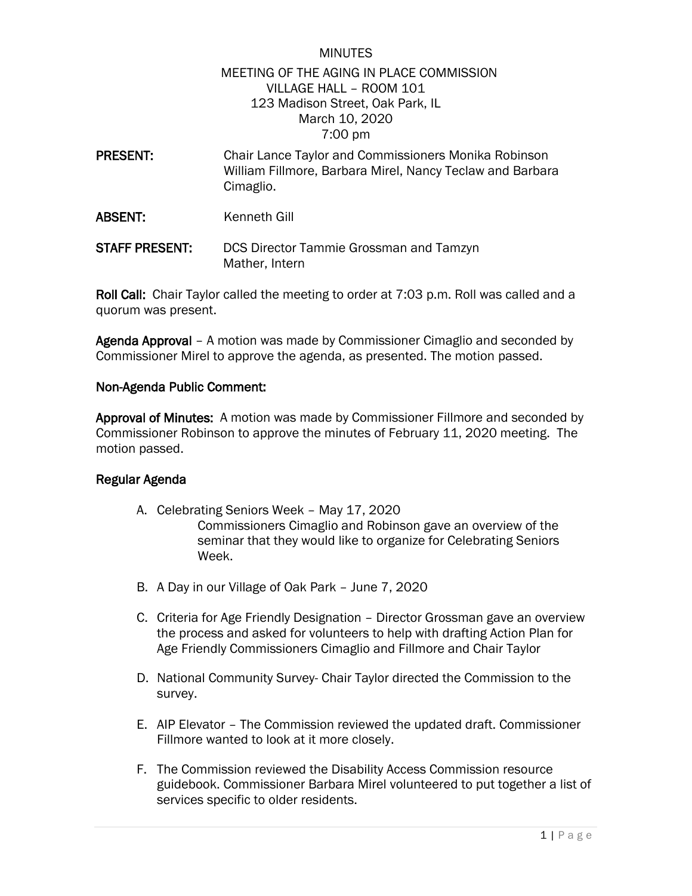MINUTES

MEETING OF THE AGING IN PLACE COMMISSION
VILLAGE HALL – ROOM 101
123 Madison Street, Oak Park, IL
March 10, 2020
7:00 pm

**PRESENT:** Chair Lance Taylor and Commissioners Monika Robinson William Fillmore, Barbara Mirel, Nancy Teclaw and Barbara Cimaglio.

**ABSENT:** Kenneth Gill

**STAFF PRESENT:** DCS Director Tammie Grossman and Tamzyn Mather, Intern

**Roll Call:** Chair Taylor called the meeting to order at 7:03 p.m. Roll was called and a quorum was present.

**Agenda Approval** – A motion was made by Commissioner Cimaglio and seconded by Commissioner Mirel to approve the agenda, as presented. The motion passed.

**Non-Agenda Public Comment:**

**Approval of Minutes:** A motion was made by Commissioner Fillmore and seconded by Commissioner Robinson to approve the minutes of February 11, 2020 meeting. The motion passed.

**Regular Agenda**

A. Celebrating Seniors Week – May 17, 2020
   Commissioners Cimaglio and Robinson gave an overview of the seminar that they would like to organize for Celebrating Seniors Week.

B. A Day in our Village of Oak Park – June 7, 2020

C. Criteria for Age Friendly Designation – Director Grossman gave an overview the process and asked for volunteers to help with drafting Action Plan for Age Friendly Commissioners Cimaglio and Fillmore and Chair Taylor

D. National Community Survey- Chair Taylor directed the Commission to the survey.

E. AIP Elevator – The Commission reviewed the updated draft. Commissioner Fillmore wanted to look at it more closely.

F. The Commission reviewed the Disability Access Commission resource guidebook. Commissioner Barbara Mirel volunteered to put together a list of services specific to older residents.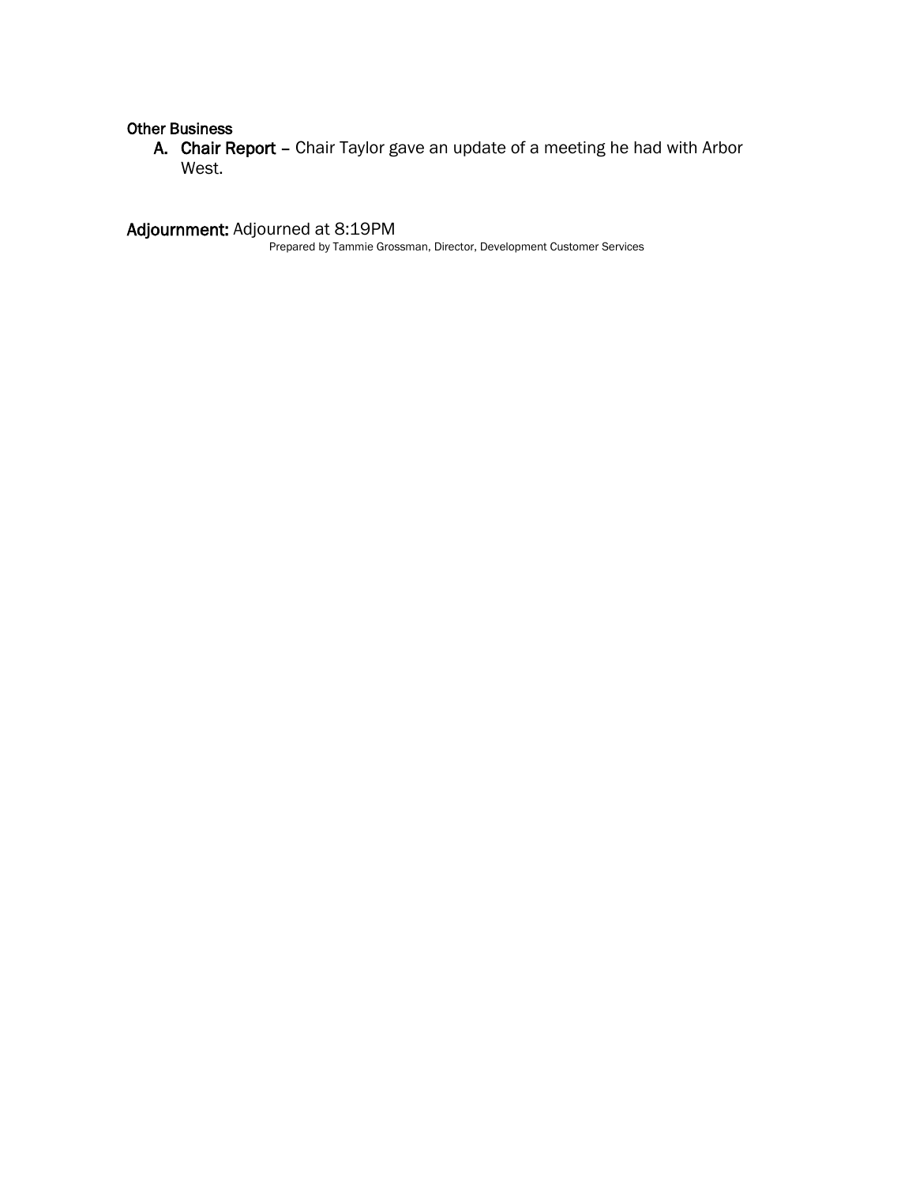**Other Business**

A. **Chair Report** – Chair Taylor gave an update of a meeting he had with Arbor West.

**Adjournment:** Adjourned at 8:19PM

Prepared by Tammie Grossman, Director, Development Customer Services